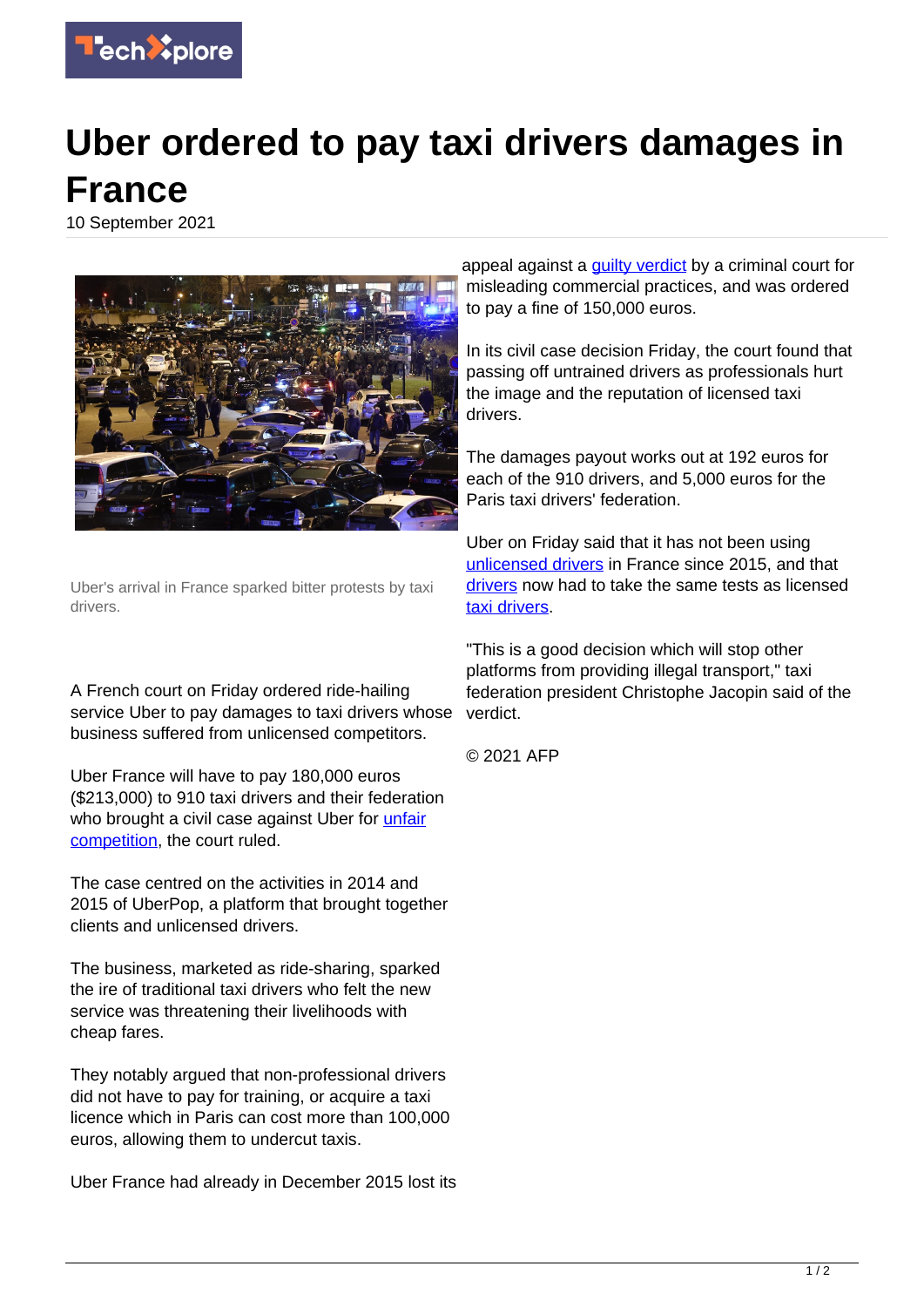# Uber ordered to pay taxi drivers damages in France

10 September 2021

Uber's arrival in France sparked bitter protests by taxi drivers.

A French court on Friday ordered ride-hailing service Uber to pay damages to taxi drivers whose business suffered from unlicensed competitors.

Uber France will have to pay 180,000 euros ($213,000) to 910 taxi drivers and their federation who brought a civil case against Uber for unfair competition, the court ruled.

The case centred on the activities in 2014 and 2015 of UberPop, a platform that brought together clients and unlicensed drivers.

The business, marketed as ride-sharing, sparked the ire of traditional taxi drivers who felt the new service was threatening their livelihoods with cheap fares.

They notably argued that non-professional drivers did not have to pay for training, or acquire a taxi licence which in Paris can cost more than 100,000 euros, allowing them to undercut taxis.

Uber France had already in December 2015 lost its appeal against a guilty verdict by a criminal court for misleading commercial practices, and was ordered to pay a fine of 150,000 euros.

In its civil case decision Friday, the court found that passing off untrained drivers as professionals hurt the image and the reputation of licensed taxi drivers.

The damages payout works out at 192 euros for each of the 910 drivers, and 5,000 euros for the Paris taxi drivers' federation.

Uber on Friday said that it has not been using unlicensed drivers in France since 2015, and that drivers now had to take the same tests as licensed taxi drivers.

"This is a good decision which will stop other platforms from providing illegal transport," taxi federation president Christophe Jacopin said of the verdict.

© 2021 AFP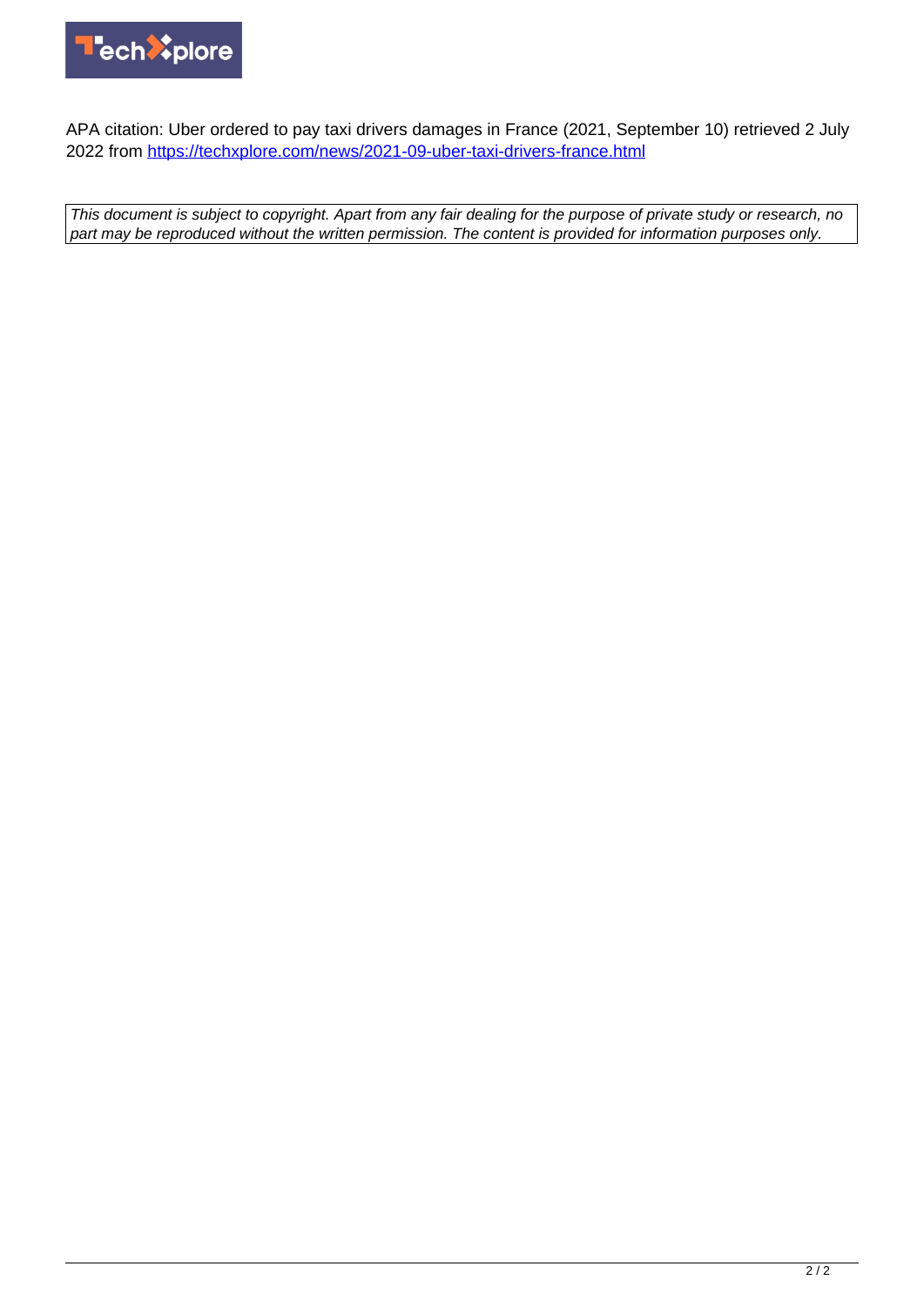APA citation: Uber ordered to pay taxi drivers damages in France (2021, September 10) retrieved 2 July 2022 from https://techxplore.com/news/2021-09-uber-taxi-drivers-france.html

*This document is subject to copyright. Apart from any fair dealing for the purpose of private study or research, no part may be reproduced without the written permission. The content is provided for information purposes only.*